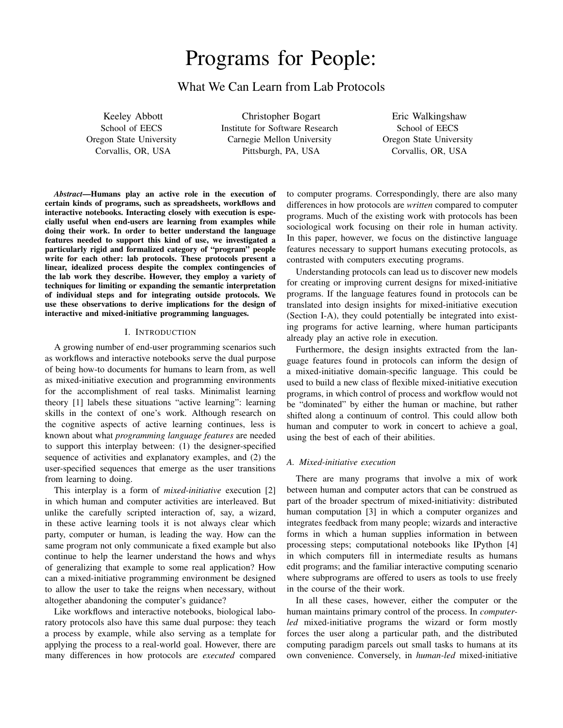# Programs for People:

## What We Can Learn from Lab Protocols

Keeley Abbott
School of EECS
Oregon State University
Corvallis, OR, USA

Christopher Bogart
Institute for Software Research
Carnegie Mellon University
Pittsburgh, PA, USA

Eric Walkingshaw
School of EECS
Oregon State University
Corvallis, OR, USA

***Abstract*—Humans play an active role in the execution of certain kinds of programs, such as spreadsheets, workflows and interactive notebooks. Interacting closely with execution is especially useful when end-users are learning from examples while doing their work. In order to better understand the language features needed to support this kind of use, we investigated a particularly rigid and formalized category of "program" people write for each other: lab protocols. These protocols present a linear, idealized process despite the complex contingencies of the lab work they describe. However, they employ a variety of techniques for limiting or expanding the semantic interpretation of individual steps and for integrating outside protocols. We use these observations to derive implications for the design of interactive and mixed-initiative programming languages.**

### I. Introduction

A growing number of end-user programming scenarios such as workflows and interactive notebooks serve the dual purpose of being how-to documents for humans to learn from, as well as mixed-initiative execution and programming environments for the accomplishment of real tasks. Minimalist learning theory [1] labels these situations "active learning": learning skills in the context of one's work. Although research on the cognitive aspects of active learning continues, less is known about what *programming language features* are needed to support this interplay between: (1) the designer-specified sequence of activities and explanatory examples, and (2) the user-specified sequences that emerge as the user transitions from learning to doing.

This interplay is a form of *mixed-initiative* execution [2] in which human and computer activities are interleaved. But unlike the carefully scripted interaction of, say, a wizard, in these active learning tools it is not always clear which party, computer or human, is leading the way. How can the same program not only communicate a fixed example but also continue to help the learner understand the hows and whys of generalizing that example to some real application? How can a mixed-initiative programming environment be designed to allow the user to take the reigns when necessary, without altogether abandoning the computer's guidance?

Like workflows and interactive notebooks, biological laboratory protocols also have this same dual purpose: they teach a process by example, while also serving as a template for applying the process to a real-world goal. However, there are many differences in how protocols are *executed* compared to computer programs. Correspondingly, there are also many differences in how protocols are *written* compared to computer programs. Much of the existing work with protocols has been sociological work focusing on their role in human activity. In this paper, however, we focus on the distinctive language features necessary to support humans executing protocols, as contrasted with computers executing programs.

Understanding protocols can lead us to discover new models for creating or improving current designs for mixed-initiative programs. If the language features found in protocols can be translated into design insights for mixed-initiative execution (Section I-A), they could potentially be integrated into existing programs for active learning, where human participants already play an active role in execution.

Furthermore, the design insights extracted from the language features found in protocols can inform the design of a mixed-initiative domain-specific language. This could be used to build a new class of flexible mixed-initiative execution programs, in which control of process and workflow would not be "dominated" by either the human or machine, but rather shifted along a continuum of control. This could allow both human and computer to work in concert to achieve a goal, using the best of each of their abilities.

#### A. Mixed-initiative execution

There are many programs that involve a mix of work between human and computer actors that can be construed as part of the broader spectrum of mixed-initiativity: distributed human computation [3] in which a computer organizes and integrates feedback from many people; wizards and interactive forms in which a human supplies information in between processing steps; computational notebooks like IPython [4] in which computers fill in intermediate results as humans edit programs; and the familiar interactive computing scenario where subprograms are offered to users as tools to use freely in the course of the their work.

In all these cases, however, either the computer or the human maintains primary control of the process. In *computer-led* mixed-initiative programs the wizard or form mostly forces the user along a particular path, and the distributed computing paradigm parcels out small tasks to humans at its own convenience. Conversely, in *human-led* mixed-initiative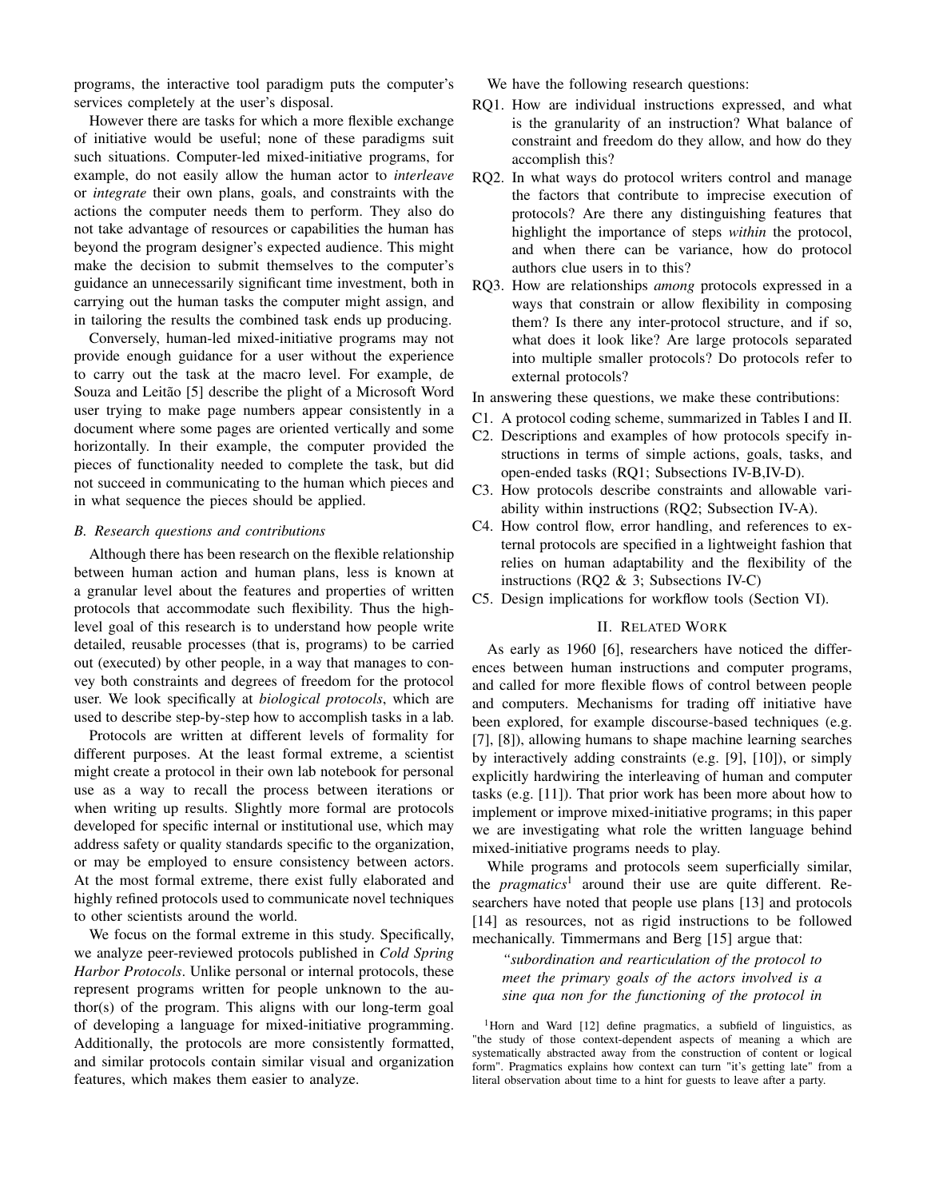programs, the interactive tool paradigm puts the computer's services completely at the user's disposal.

However there are tasks for which a more flexible exchange of initiative would be useful; none of these paradigms suit such situations. Computer-led mixed-initiative programs, for example, do not easily allow the human actor to *interleave* or *integrate* their own plans, goals, and constraints with the actions the computer needs them to perform. They also do not take advantage of resources or capabilities the human has beyond the program designer's expected audience. This might make the decision to submit themselves to the computer's guidance an unnecessarily significant time investment, both in carrying out the human tasks the computer might assign, and in tailoring the results the combined task ends up producing.

Conversely, human-led mixed-initiative programs may not provide enough guidance for a user without the experience to carry out the task at the macro level. For example, de Souza and Leitão [5] describe the plight of a Microsoft Word user trying to make page numbers appear consistently in a document where some pages are oriented vertically and some horizontally. In their example, the computer provided the pieces of functionality needed to complete the task, but did not succeed in communicating to the human which pieces and in what sequence the pieces should be applied.

### B. Research questions and contributions

Although there has been research on the flexible relationship between human action and human plans, less is known at a granular level about the features and properties of written protocols that accommodate such flexibility. Thus the high-level goal of this research is to understand how people write detailed, reusable processes (that is, programs) to be carried out (executed) by other people, in a way that manages to convey both constraints and degrees of freedom for the protocol user. We look specifically at *biological protocols*, which are used to describe step-by-step how to accomplish tasks in a lab.

Protocols are written at different levels of formality for different purposes. At the least formal extreme, a scientist might create a protocol in their own lab notebook for personal use as a way to recall the process between iterations or when writing up results. Slightly more formal are protocols developed for specific internal or institutional use, which may address safety or quality standards specific to the organization, or may be employed to ensure consistency between actors. At the most formal extreme, there exist fully elaborated and highly refined protocols used to communicate novel techniques to other scientists around the world.

We focus on the formal extreme in this study. Specifically, we analyze peer-reviewed protocols published in *Cold Spring Harbor Protocols*. Unlike personal or internal protocols, these represent programs written for people unknown to the author(s) of the program. This aligns with our long-term goal of developing a language for mixed-initiative programming. Additionally, the protocols are more consistently formatted, and similar protocols contain similar visual and organization features, which makes them easier to analyze.

We have the following research questions:

- RQ1. How are individual instructions expressed, and what is the granularity of an instruction? What balance of constraint and freedom do they allow, and how do they accomplish this?
- RQ2. In what ways do protocol writers control and manage the factors that contribute to imprecise execution of protocols? Are there any distinguishing features that highlight the importance of steps *within* the protocol, and when there can be variance, how do protocol authors clue users in to this?
- RQ3. How are relationships *among* protocols expressed in a ways that constrain or allow flexibility in composing them? Is there any inter-protocol structure, and if so, what does it look like? Are large protocols separated into multiple smaller protocols? Do protocols refer to external protocols?

In answering these questions, we make these contributions:

- C1. A protocol coding scheme, summarized in Tables I and II.
- C2. Descriptions and examples of how protocols specify instructions in terms of simple actions, goals, tasks, and open-ended tasks (RQ1; Subsections IV-B,IV-D).
- C3. How protocols describe constraints and allowable variability within instructions (RQ2; Subsection IV-A).
- C4. How control flow, error handling, and references to external protocols are specified in a lightweight fashion that relies on human adaptability and the flexibility of the instructions (RQ2 & 3; Subsections IV-C)
- C5. Design implications for workflow tools (Section VI).

## II. Related Work

As early as 1960 [6], researchers have noticed the differences between human instructions and computer programs, and called for more flexible flows of control between people and computers. Mechanisms for trading off initiative have been explored, for example discourse-based techniques (e.g. [7], [8]), allowing humans to shape machine learning searches by interactively adding constraints (e.g. [9], [10]), or simply explicitly hardwiring the interleaving of human and computer tasks (e.g. [11]). That prior work has been more about how to implement or improve mixed-initiative programs; in this paper we are investigating what role the written language behind mixed-initiative programs needs to play.

While programs and protocols seem superficially similar, the *pragmatics*[1] around their use are quite different. Researchers have noted that people use plans [13] and protocols [14] as resources, not as rigid instructions to be followed mechanically. Timmermans and Berg [15] argue that:

> *"subordination and rearticulation of the protocol to meet the primary goals of the actors involved is a sine qua non for the functioning of the protocol in*

[1] Horn and Ward [12] define pragmatics, a subfield of linguistics, as "the study of those context-dependent aspects of meaning a which are systematically abstracted away from the construction of content or logical form". Pragmatics explains how context can turn "it's getting late" from a literal observation about time to a hint for guests to leave after a party.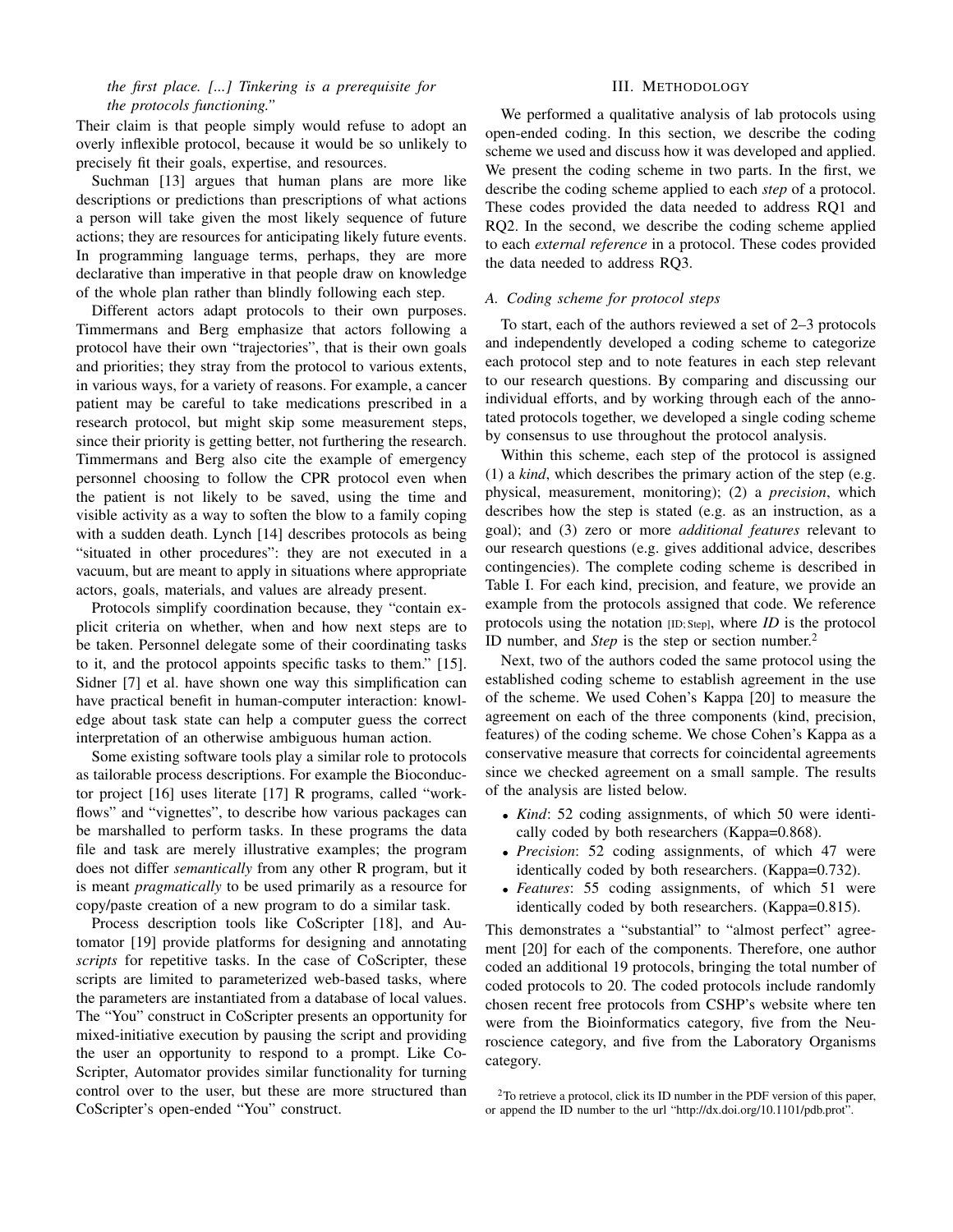*the first place. [...] Tinkering is a prerequisite for the protocols functioning."*

Their claim is that people simply would refuse to adopt an overly inflexible protocol, because it would be so unlikely to precisely fit their goals, expertise, and resources.

Suchman [13] argues that human plans are more like descriptions or predictions than prescriptions of what actions a person will take given the most likely sequence of future actions; they are resources for anticipating likely future events. In programming language terms, perhaps, they are more declarative than imperative in that people draw on knowledge of the whole plan rather than blindly following each step.

Different actors adapt protocols to their own purposes. Timmermans and Berg emphasize that actors following a protocol have their own "trajectories", that is their own goals and priorities; they stray from the protocol to various extents, in various ways, for a variety of reasons. For example, a cancer patient may be careful to take medications prescribed in a research protocol, but might skip some measurement steps, since their priority is getting better, not furthering the research. Timmermans and Berg also cite the example of emergency personnel choosing to follow the CPR protocol even when the patient is not likely to be saved, using the time and visible activity as a way to soften the blow to a family coping with a sudden death. Lynch [14] describes protocols as being "situated in other procedures": they are not executed in a vacuum, but are meant to apply in situations where appropriate actors, goals, materials, and values are already present.

Protocols simplify coordination because, they "contain explicit criteria on whether, when and how next steps are to be taken. Personnel delegate some of their coordinating tasks to it, and the protocol appoints specific tasks to them." [15]. Sidner [7] et al. have shown one way this simplification can have practical benefit in human-computer interaction: knowledge about task state can help a computer guess the correct interpretation of an otherwise ambiguous human action.

Some existing software tools play a similar role to protocols as tailorable process descriptions. For example the Bioconductor project [16] uses literate [17] R programs, called "workflows" and "vignettes", to describe how various packages can be marshalled to perform tasks. In these programs the data file and task are merely illustrative examples; the program does not differ *semantically* from any other R program, but it is meant *pragmatically* to be used primarily as a resource for copy/paste creation of a new program to do a similar task.

Process description tools like CoScripter [18], and Automator [19] provide platforms for designing and annotating *scripts* for repetitive tasks. In the case of CoScripter, these scripts are limited to parameterized web-based tasks, where the parameters are instantiated from a database of local values. The "You" construct in CoScripter presents an opportunity for mixed-initiative execution by pausing the script and providing the user an opportunity to respond to a prompt. Like CoScripter, Automator provides similar functionality for turning control over to the user, but these are more structured than CoScripter's open-ended "You" construct.

## III. Methodology

We performed a qualitative analysis of lab protocols using open-ended coding. In this section, we describe the coding scheme we used and discuss how it was developed and applied. We present the coding scheme in two parts. In the first, we describe the coding scheme applied to each *step* of a protocol. These codes provided the data needed to address RQ1 and RQ2. In the second, we describe the coding scheme applied to each *external reference* in a protocol. These codes provided the data needed to address RQ3.

### A. Coding scheme for protocol steps

To start, each of the authors reviewed a set of 2–3 protocols and independently developed a coding scheme to categorize each protocol step and to note features in each step relevant to our research questions. By comparing and discussing our individual efforts, and by working through each of the annotated protocols together, we developed a single coding scheme by consensus to use throughout the protocol analysis.

Within this scheme, each step of the protocol is assigned (1) a *kind*, which describes the primary action of the step (e.g. physical, measurement, monitoring); (2) a *precision*, which describes how the step is stated (e.g. as an instruction, as a goal); and (3) zero or more *additional features* relevant to our research questions (e.g. gives additional advice, describes contingencies). The complete coding scheme is described in Table I. For each kind, precision, and feature, we provide an example from the protocols assigned that code. We reference protocols using the notation [ID; Step], where *ID* is the protocol ID number, and *Step* is the step or section number.[2]

Next, two of the authors coded the same protocol using the established coding scheme to establish agreement in the use of the scheme. We used Cohen's Kappa [20] to measure the agreement on each of the three components (kind, precision, features) of the coding scheme. We chose Cohen's Kappa as a conservative measure that corrects for coincidental agreements since we checked agreement on a small sample. The results of the analysis are listed below.

- *Kind*: 52 coding assignments, of which 50 were identically coded by both researchers (Kappa=0.868).
- *Precision*: 52 coding assignments, of which 47 were identically coded by both researchers. (Kappa=0.732).
- *Features*: 55 coding assignments, of which 51 were identically coded by both researchers. (Kappa=0.815).

This demonstrates a "substantial" to "almost perfect" agreement [20] for each of the components. Therefore, one author coded an additional 19 protocols, bringing the total number of coded protocols to 20. The coded protocols include randomly chosen recent free protocols from CSHP's website where ten were from the Bioinformatics category, five from the Neuroscience category, and five from the Laboratory Organisms category.

[2] To retrieve a protocol, click its ID number in the PDF version of this paper, or append the ID number to the url "http://dx.doi.org/10.1101/pdb.prot".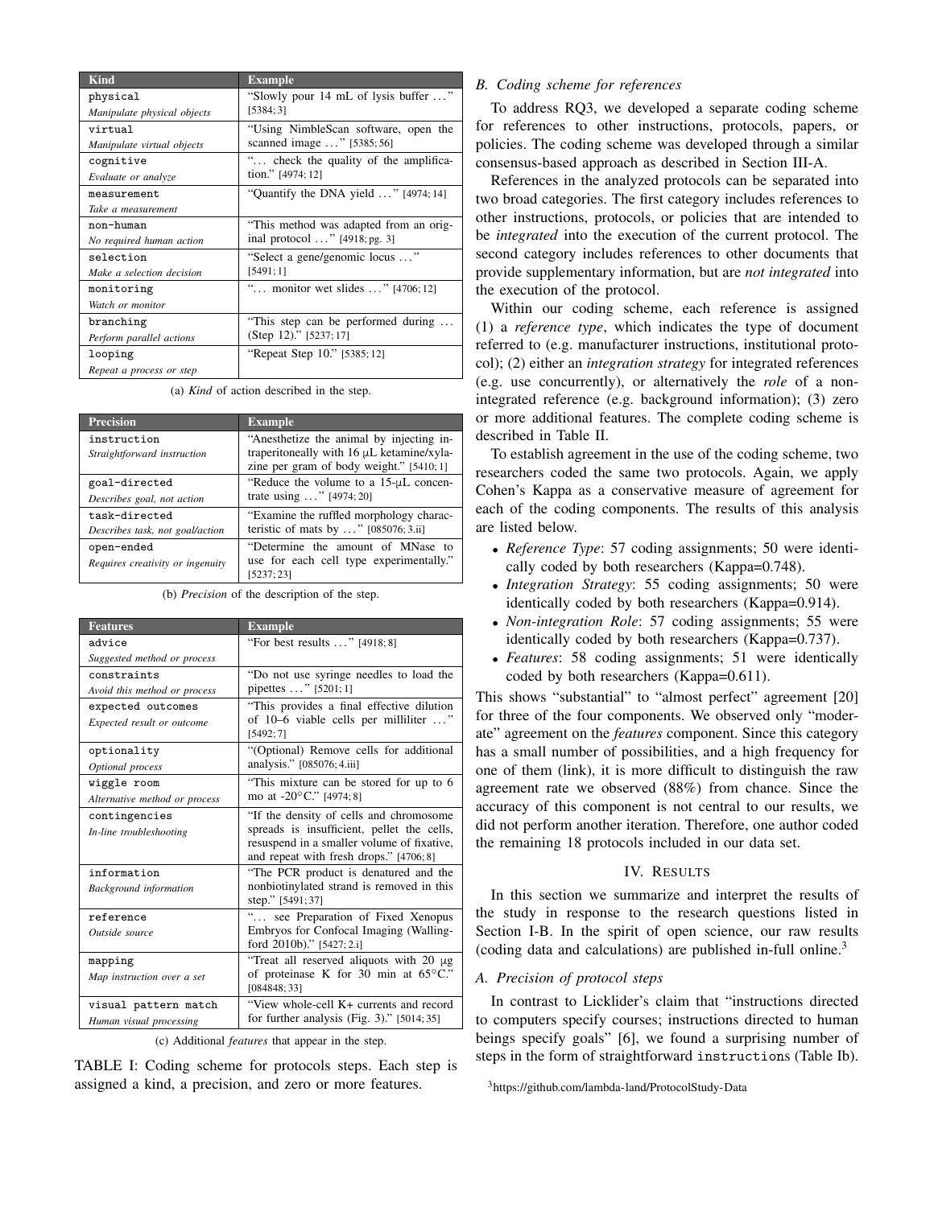| Kind | Example |
|---|---|
| `physical`<br>*Manipulate physical objects* | "Slowly pour 14 mL of lysis buffer ..." [5384; 3] |
| `virtual`<br>*Manipulate virtual objects* | "Using NimbleScan software, open the scanned image ..." [5385; 56] |
| `cognitive`<br>*Evaluate or analyze* | "... check the quality of the amplification." [4974; 12] |
| `measurement`<br>*Take a measurement* | "Quantify the DNA yield ..." [4974; 14] |
| `non-human`<br>*No required human action* | "This method was adapted from an original protocol ..." [4918; pg. 3] |
| `selection`<br>*Make a selection decision* | "Select a gene/genomic locus ..." [5491; 1] |
| `monitoring`<br>*Watch or monitor* | "... monitor wet slides ..." [4706; 12] |
| `branching`<br>*Perform parallel actions* | "This step can be performed during ... (Step 12)." [5237; 17] |
| `looping`<br>*Repeat a process or step* | "Repeat Step 10." [5385; 12] |

(a) *Kind* of action described in the step.

| Precision | Example |
|---|---|
| `instruction`<br>*Straightforward instruction* | "Anesthetize the animal by injecting intraperitoneally with 16 μL ketamine/xylazine per gram of body weight." [5410; 1] |
| `goal-directed`<br>*Describes goal, not action* | "Reduce the volume to a 15-μL concentrate using ..." [4974; 20] |
| `task-directed`<br>*Describes task, not goal/action* | "Examine the ruffled morphology characteristic of mats by ..." [085076; 3.ii] |
| `open-ended`<br>*Requires creativity or ingenuity* | "Determine the amount of MNase to use for each cell type experimentally." [5237; 23] |

(b) *Precision* of the description of the step.

| Features | Example |
|---|---|
| `advice`<br>*Suggested method or process* | "For best results ..." [4918; 8] |
| `constraints`<br>*Avoid this method or process* | "Do not use syringe needles to load the pipettes ..." [5201; 1] |
| `expected outcomes`<br>*Expected result or outcome* | "This provides a final effective dilution of 10–6 viable cells per milliliter ..." [5492; 7] |
| `optionality`<br>*Optional process* | "(Optional) Remove cells for additional analysis." [085076; 4.iii] |
| `wiggle room`<br>*Alternative method or process* | "This mixture can be stored for up to 6 mo at -20°C." [4974; 8] |
| `contingencies`<br>*In-line troubleshooting* | "If the density of cells and chromosome spreads is insufficient, pellet the cells, resuspend in a smaller volume of fixative, and repeat with fresh drops." [4706; 8] |
| `information`<br>*Background information* | "The PCR product is denatured and the nonbiotinylated strand is removed in this step." [5491; 37] |
| `reference`<br>*Outside source* | "... see Preparation of Fixed Xenopus Embryos for Confocal Imaging (Wallingford 2010b)." [5427; 2.i] |
| `mapping`<br>*Map instruction over a set* | "Treat all reserved aliquots with 20 μg of proteinase K for 30 min at 65°C." [084848; 33] |
| `visual pattern match`<br>*Human visual processing* | "View whole-cell K+ currents and record for further analysis (Fig. 3)." [5014; 35] |

(c) Additional *features* that appear in the step.

TABLE I: Coding scheme for protocols steps. Each step is assigned a kind, a precision, and zero or more features.

### B. Coding scheme for references

To address RQ3, we developed a separate coding scheme for references to other instructions, protocols, papers, or policies. The coding scheme was developed through a similar consensus-based approach as described in Section III-A.

References in the analyzed protocols can be separated into two broad categories. The first category includes references to other instructions, protocols, or policies that are intended to be *integrated* into the execution of the current protocol. The second category includes references to other documents that provide supplementary information, but are *not integrated* into the execution of the protocol.

Within our coding scheme, each reference is assigned (1) a *reference type*, which indicates the type of document referred to (e.g. manufacturer instructions, institutional protocol); (2) either an *integration strategy* for integrated references (e.g. use concurrently), or alternatively the *role* of a non-integrated reference (e.g. background information); (3) zero or more additional features. The complete coding scheme is described in Table II.

To establish agreement in the use of the coding scheme, two researchers coded the same two protocols. Again, we apply Cohen's Kappa as a conservative measure of agreement for each of the coding components. The results of this analysis are listed below.

- *Reference Type*: 57 coding assignments; 50 were identically coded by both researchers (Kappa=0.748).
- *Integration Strategy*: 55 coding assignments; 50 were identically coded by both researchers (Kappa=0.914).
- *Non-integration Role*: 57 coding assignments; 55 were identically coded by both researchers (Kappa=0.737).
- *Features*: 58 coding assignments; 51 were identically coded by both researchers (Kappa=0.611).

This shows "substantial" to "almost perfect" agreement [20] for three of the four components. We observed only "moderate" agreement on the *features* component. Since this category has a small number of possibilities, and a high frequency for one of them (link), it is more difficult to distinguish the raw agreement rate we observed (88%) from chance. Since the accuracy of this component is not central to our results, we did not perform another iteration. Therefore, one author coded the remaining 18 protocols included in our data set.

## IV. Results

In this section we summarize and interpret the results of the study in response to the research questions listed in Section I-B. In the spirit of open science, our raw results (coding data and calculations) are published in-full online.[3]

### A. Precision of protocol steps

In contrast to Licklider's claim that "instructions directed to computers specify courses; instructions directed to human beings specify goals" [6], we found a surprising number of steps in the form of straightforward `instructions` (Table Ib).

[3]https://github.com/lambda-land/ProtocolStudy-Data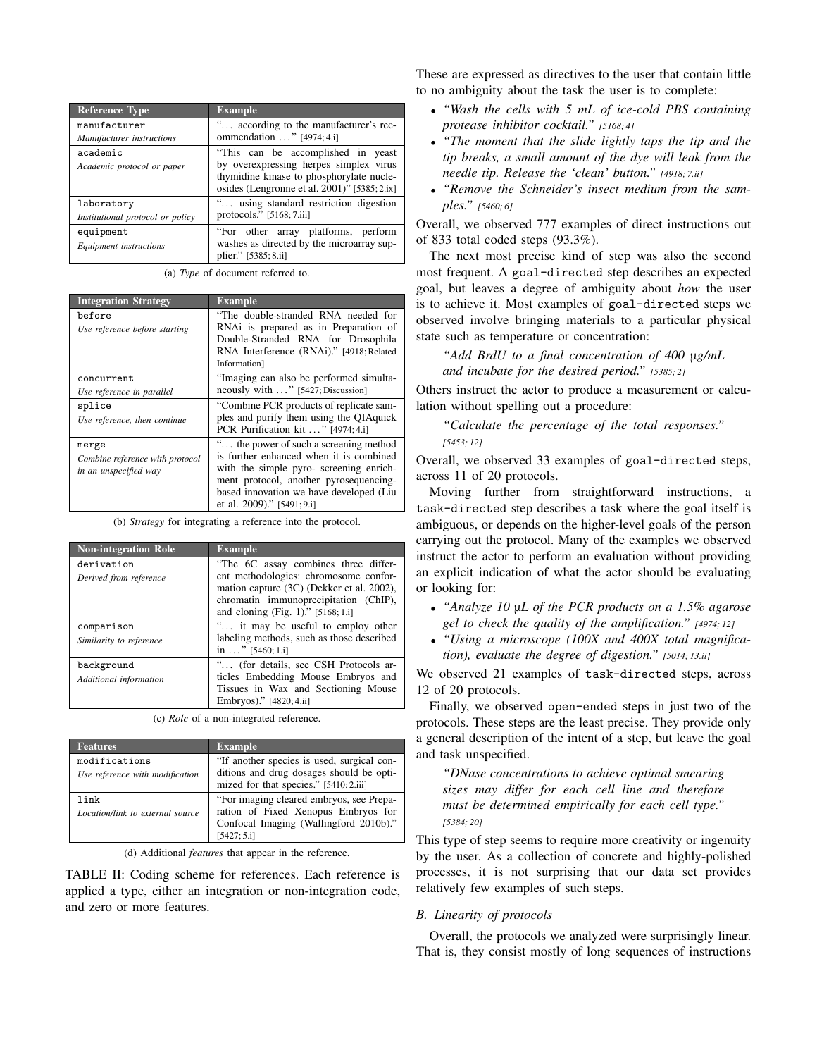| Reference Type | Example |
|---|---|
| `manufacturer`<br>*Manufacturer instructions* | "… according to the manufacturer's recommendation …" [4974; 4.i] |
| `academic`<br>*Academic protocol or paper* | "This can be accomplished in yeast by overexpressing herpes simplex virus thymidine kinase to phosphorylate nucleosides (Lengronne et al. 2001)" [5385; 2.ix] |
| `laboratory`<br>*Institutional protocol or policy* | "… using standard restriction digestion protocols." [5168; 7.iii] |
| `equipment`<br>*Equipment instructions* | "For other array platforms, perform washes as directed by the microarray supplier." [5385; 8.ii] |

(a) *Type* of document referred to.

| Integration Strategy | Example |
|---|---|
| `before`<br>*Use reference before starting* | "The double-stranded RNA needed for RNAi is prepared as in Preparation of Double-Stranded RNA for Drosophila RNA Interference (RNAi)." [4918; Related Information] |
| `concurrent`<br>*Use reference in parallel* | "Imaging can also be performed simultaneously with …" [5427; Discussion] |
| `splice`<br>*Use reference, then continue* | "Combine PCR products of replicate samples and purify them using the QIAquick PCR Purification kit …" [4974; 4.i] |
| `merge`<br>*Combine reference with protocol in an unspecified way* | "… the power of such a screening method is further enhanced when it is combined with the simple pyro- screening enrichment protocol, another pyrosequencing-based innovation we have developed (Liu et al. 2009)." [5491; 9.i] |

(b) *Strategy* for integrating a reference into the protocol.

| Non-integration Role | Example |
|---|---|
| `derivation`<br>*Derived from reference* | "The 6C assay combines three different methodologies: chromosome conformation capture (3C) (Dekker et al. 2002), chromatin immunoprecipitation (ChIP), and cloning (Fig. 1)." [5168; 1.i] |
| `comparison`<br>*Similarity to reference* | "… it may be useful to employ other labeling methods, such as those described in …" [5460; 1.i] |
| `background`<br>*Additional information* | "… (for details, see CSH Protocols articles Embedding Mouse Embryos and Tissues in Wax and Sectioning Mouse Embryos)." [4820; 4.ii] |

(c) *Role* of a non-integrated reference.

| Features | Example |
|---|---|
| `modifications`<br>*Use reference with modification* | "If another species is used, surgical conditions and drug dosages should be optimized for that species." [5410; 2.iii] |
| `link`<br>*Location/link to external source* | "For imaging cleared embryos, see Preparation of Fixed Xenopus Embryos for Confocal Imaging (Wallingford 2010b)." [5427; 5.i] |

(d) Additional *features* that appear in the reference.

TABLE II: Coding scheme for references. Each reference is applied a type, either an integration or non-integration code, and zero or more features.

These are expressed as directives to the user that contain little to no ambiguity about the task the user is to complete:

- *"Wash the cells with 5 mL of ice-cold PBS containing protease inhibitor cocktail."* [5168; 4]
- *"The moment that the slide lightly taps the tip and the tip breaks, a small amount of the dye will leak from the needle tip. Release the 'clean' button."* [4918; 7.ii]
- *"Remove the Schneider's insect medium from the samples."* [5460; 6]

Overall, we observed 777 examples of direct instructions out of 833 total coded steps (93.3%).

The next most precise kind of step was also the second most frequent. A `goal-directed` step describes an expected goal, but leaves a degree of ambiguity about *how* the user is to achieve it. Most examples of `goal-directed` steps we observed involve bringing materials to a particular physical state such as temperature or concentration:

> *"Add BrdU to a final concentration of 400 µg/mL and incubate for the desired period."* [5385; 2]

Others instruct the actor to produce a measurement or calculation without spelling out a procedure:

> *"Calculate the percentage of the total responses."* [5453; 12]

Overall, we observed 33 examples of `goal-directed` steps, across 11 of 20 protocols.

Moving further from straightforward instructions, a `task-directed` step describes a task where the goal itself is ambiguous, or depends on the higher-level goals of the person carrying out the protocol. Many of the examples we observed instruct the actor to perform an evaluation without providing an explicit indication of what the actor should be evaluating or looking for:

- *"Analyze 10 µL of the PCR products on a 1.5% agarose gel to check the quality of the amplification."* [4974; 12]
- *"Using a microscope (100X and 400X total magnification), evaluate the degree of digestion."* [5014; 13.ii]

We observed 21 examples of `task-directed` steps, across 12 of 20 protocols.

Finally, we observed `open-ended` steps in just two of the protocols. These steps are the least precise. They provide only a general description of the intent of a step, but leave the goal and task unspecified.

> *"DNase concentrations to achieve optimal smearing sizes may differ for each cell line and therefore must be determined empirically for each cell type."* [5384; 20]

This type of step seems to require more creativity or ingenuity by the user. As a collection of concrete and highly-polished processes, it is not surprising that our data set provides relatively few examples of such steps.

### B. Linearity of protocols

Overall, the protocols we analyzed were surprisingly linear. That is, they consist mostly of long sequences of instructions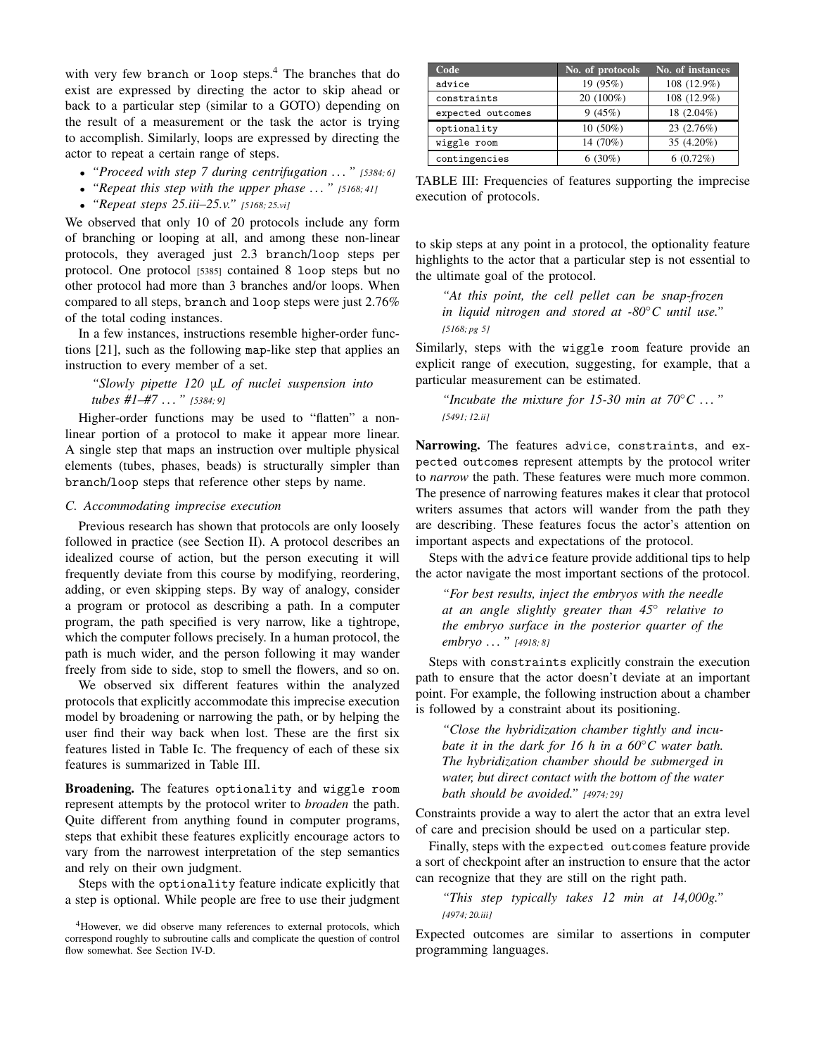with very few `branch` or `loop` steps.[4] The branches that do exist are expressed by directing the actor to skip ahead or back to a particular step (similar to a GOTO) depending on the result of a measurement or the task the actor is trying to accomplish. Similarly, loops are expressed by directing the actor to repeat a certain range of steps.

- *"Proceed with step 7 during centrifugation ..."* *[5384; 6]*
- *"Repeat this step with the upper phase ..."* *[5168; 41]*
- *"Repeat steps 25.iii–25.v."* *[5168; 25.vi]*

We observed that only 10 of 20 protocols include any form of branching or looping at all, and among these non-linear protocols, they averaged just 2.3 `branch`/`loop` steps per protocol. One protocol [5385] contained 8 `loop` steps but no other protocol had more than 3 branches and/or loops. When compared to all steps, `branch` and `loop` steps were just 2.76% of the total coding instances.

In a few instances, instructions resemble higher-order functions [21], such as the following `map`-like step that applies an instruction to every member of a set.

> *"Slowly pipette 120 μL of nuclei suspension into tubes #1–#7 ..."* *[5384; 9]*

Higher-order functions may be used to "flatten" a non-linear portion of a protocol to make it appear more linear. A single step that maps an instruction over multiple physical elements (tubes, phases, beads) is structurally simpler than `branch`/`loop` steps that reference other steps by name.

### C. Accommodating imprecise execution

Previous research has shown that protocols are only loosely followed in practice (see Section II). A protocol describes an idealized course of action, but the person executing it will frequently deviate from this course by modifying, reordering, adding, or even skipping steps. By way of analogy, consider a program or protocol as describing a path. In a computer program, the path specified is very narrow, like a tightrope, which the computer follows precisely. In a human protocol, the path is much wider, and the person following it may wander freely from side to side, stop to smell the flowers, and so on.

We observed six different features within the analyzed protocols that explicitly accommodate this imprecise execution model by broadening or narrowing the path, or by helping the user find their way back when lost. These are the first six features listed in Table Ic. The frequency of each of these six features is summarized in Table III.

| Code | No. of protocols | No. of instances |
|---|---|---|
| advice | 19 (95%) | 108 (12.9%) |
| constraints | 20 (100%) | 108 (12.9%) |
| expected outcomes | 9 (45%) | 18 (2.04%) |
| optionality | 10 (50%) | 23 (2.76%) |
| wiggle room | 14 (70%) | 35 (4.20%) |
| contingencies | 6 (30%) | 6 (0.72%) |

TABLE III: Frequencies of features supporting the imprecise execution of protocols.

**Broadening.** The features `optionality` and `wiggle room` represent attempts by the protocol writer to *broaden* the path. Quite different from anything found in computer programs, steps that exhibit these features explicitly encourage actors to vary from the narrowest interpretation of the step semantics and rely on their own judgment.

Steps with the `optionality` feature indicate explicitly that a step is optional. While people are free to use their judgment to skip steps at any point in a protocol, the optionality feature highlights to the actor that a particular step is not essential to the ultimate goal of the protocol.

> *"At this point, the cell pellet can be snap-frozen in liquid nitrogen and stored at -80°C until use."* *[5168; pg 5]*

Similarly, steps with the `wiggle room` feature provide an explicit range of execution, suggesting, for example, that a particular measurement can be estimated.

> *"Incubate the mixture for 15-30 min at 70°C ..."* *[5491; 12.ii]*

**Narrowing.** The features `advice`, `constraints`, and `expected outcomes` represent attempts by the protocol writer to *narrow* the path. These features were much more common. The presence of narrowing features makes it clear that protocol writers assumes that actors will wander from the path they are describing. These features focus the actor's attention on important aspects and expectations of the protocol.

Steps with the `advice` feature provide additional tips to help the actor navigate the most important sections of the protocol.

> *"For best results, inject the embryos with the needle at an angle slightly greater than 45° relative to the embryo surface in the posterior quarter of the embryo ..."* *[4918; 8]*

Steps with `constraints` explicitly constrain the execution path to ensure that the actor doesn't deviate at an important point. For example, the following instruction about a chamber is followed by a constraint about its positioning.

> *"Close the hybridization chamber tightly and incubate it in the dark for 16 h in a 60°C water bath. The hybridization chamber should be submerged in water, but direct contact with the bottom of the water bath should be avoided."* *[4974; 29]*

Constraints provide a way to alert the actor that an extra level of care and precision should be used on a particular step.

Finally, steps with the `expected outcomes` feature provide a sort of checkpoint after an instruction to ensure that the actor can recognize that they are still on the right path.

> *"This step typically takes 12 min at 14,000g."* *[4974; 20.iii]*

Expected outcomes are similar to assertions in computer programming languages.

[4]However, we did observe many references to external protocols, which correspond roughly to subroutine calls and complicate the question of control flow somewhat. See Section IV-D.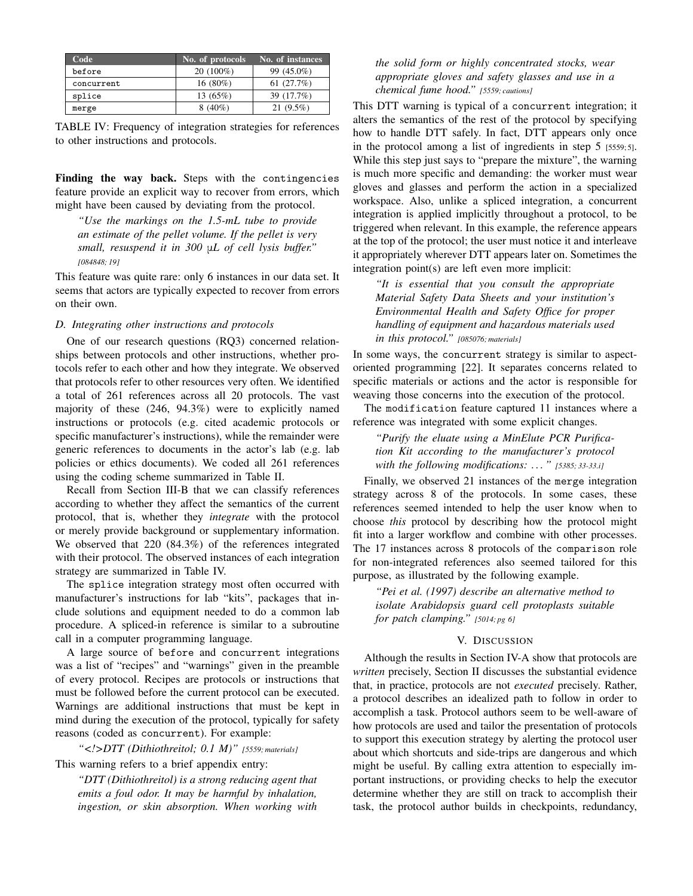| Code | No. of protocols | No. of instances |
|---|---|---|
| before | 20 (100%) | 99 (45.0%) |
| concurrent | 16 (80%) | 61 (27.7%) |
| splice | 13 (65%) | 39 (17.7%) |
| merge | 8 (40%) | 21 (9.5%) |

TABLE IV: Frequency of integration strategies for references to other instructions and protocols.

**Finding the way back.** Steps with the contingencies feature provide an explicit way to recover from errors, which might have been caused by deviating from the protocol.

> *"Use the markings on the 1.5-mL tube to provide an estimate of the pellet volume. If the pellet is very small, resuspend it in 300 µL of cell lysis buffer."* [084848; 19]

This feature was quite rare: only 6 instances in our data set. It seems that actors are typically expected to recover from errors on their own.

### D. Integrating other instructions and protocols

One of our research questions (RQ3) concerned relationships between protocols and other instructions, whether protocols refer to each other and how they integrate. We observed that protocols refer to other resources very often. We identified a total of 261 references across all 20 protocols. The vast majority of these (246, 94.3%) were to explicitly named instructions or protocols (e.g. cited academic protocols or specific manufacturer's instructions), while the remainder were generic references to documents in the actor's lab (e.g. lab policies or ethics documents). We coded all 261 references using the coding scheme summarized in Table II.

Recall from Section III-B that we can classify references according to whether they affect the semantics of the current protocol, that is, whether they *integrate* with the protocol or merely provide background or supplementary information. We observed that 220 (84.3%) of the references integrated with their protocol. The observed instances of each integration strategy are summarized in Table IV.

The splice integration strategy most often occurred with manufacturer's instructions for lab "kits", packages that include solutions and equipment needed to do a common lab procedure. A spliced-in reference is similar to a subroutine call in a computer programming language.

A large source of before and concurrent integrations was a list of "recipes" and "warnings" given in the preamble of every protocol. Recipes are protocols or instructions that must be followed before the current protocol can be executed. Warnings are additional instructions that must be kept in mind during the execution of the protocol, typically for safety reasons (coded as concurrent). For example:

> *"<!>DTT (Dithiothreitol; 0.1 M)"* [5559; materials]

This warning refers to a brief appendix entry:

> *"DTT (Dithiothreitol) is a strong reducing agent that emits a foul odor. It may be harmful by inhalation, ingestion, or skin absorption. When working with the solid form or highly concentrated stocks, wear appropriate gloves and safety glasses and use in a chemical fume hood."* [5559; cautions]

This DTT warning is typical of a concurrent integration; it alters the semantics of the rest of the protocol by specifying how to handle DTT safely. In fact, DTT appears only once in the protocol among a list of ingredients in step 5 [5559; 5]. While this step just says to "prepare the mixture", the warning is much more specific and demanding: the worker must wear gloves and glasses and perform the action in a specialized workspace. Also, unlike a spliced integration, a concurrent integration is applied implicitly throughout a protocol, to be triggered when relevant. In this example, the reference appears at the top of the protocol; the user must notice it and interleave it appropriately wherever DTT appears later on. Sometimes the integration point(s) are left even more implicit:

> *"It is essential that you consult the appropriate Material Safety Data Sheets and your institution's Environmental Health and Safety Office for proper handling of equipment and hazardous materials used in this protocol."* [085076; materials]

In some ways, the concurrent strategy is similar to aspect-oriented programming [22]. It separates concerns related to specific materials or actions and the actor is responsible for weaving those concerns into the execution of the protocol.

The modification feature captured 11 instances where a reference was integrated with some explicit changes.

> *"Purify the eluate using a MinElute PCR Purification Kit according to the manufacturer's protocol with the following modifications: ..."* [5385; 33-33.i]

Finally, we observed 21 instances of the merge integration strategy across 8 of the protocols. In some cases, these references seemed intended to help the user know when to choose *this* protocol by describing how the protocol might fit into a larger workflow and combine with other processes. The 17 instances across 8 protocols of the comparison role for non-integrated references also seemed tailored for this purpose, as illustrated by the following example.

> *"Pei et al. (1997) describe an alternative method to isolate Arabidopsis guard cell protoplasts suitable for patch clamping."* [5014; pg 6]

## V. Discussion

Although the results in Section IV-A show that protocols are *written* precisely, Section II discusses the substantial evidence that, in practice, protocols are not *executed* precisely. Rather, a protocol describes an idealized path to follow in order to accomplish a task. Protocol authors seem to be well-aware of how protocols are used and tailor the presentation of protocols to support this execution strategy by alerting the protocol user about which shortcuts and side-trips are dangerous and which might be useful. By calling extra attention to especially important instructions, or providing checks to help the executor determine whether they are still on track to accomplish their task, the protocol author builds in checkpoints, redundancy,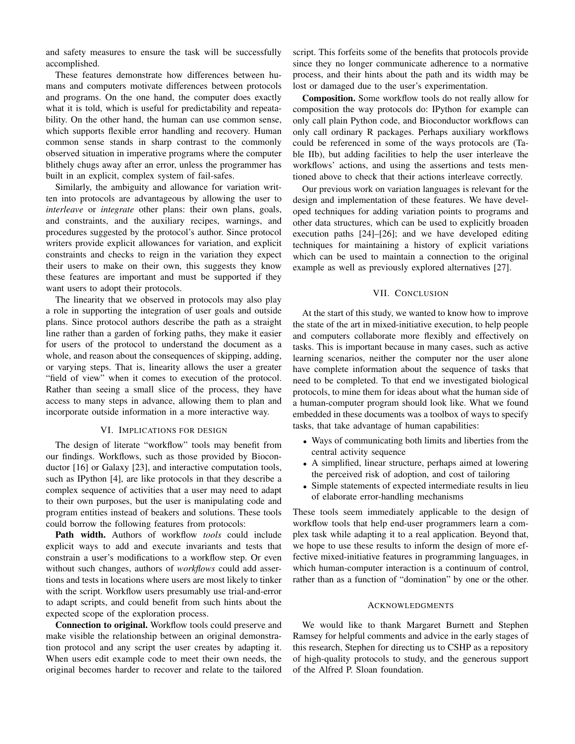and safety measures to ensure the task will be successfully accomplished.

These features demonstrate how differences between humans and computers motivate differences between protocols and programs. On the one hand, the computer does exactly what it is told, which is useful for predictability and repeatability. On the other hand, the human can use common sense, which supports flexible error handling and recovery. Human common sense stands in sharp contrast to the commonly observed situation in imperative programs where the computer blithely chugs away after an error, unless the programmer has built in an explicit, complex system of fail-safes.

Similarly, the ambiguity and allowance for variation written into protocols are advantageous by allowing the user to *interleave* or *integrate* other plans: their own plans, goals, and constraints, and the auxiliary recipes, warnings, and procedures suggested by the protocol's author. Since protocol writers provide explicit allowances for variation, and explicit constraints and checks to reign in the variation they expect their users to make on their own, this suggests they know these features are important and must be supported if they want users to adopt their protocols.

The linearity that we observed in protocols may also play a role in supporting the integration of user goals and outside plans. Since protocol authors describe the path as a straight line rather than a garden of forking paths, they make it easier for users of the protocol to understand the document as a whole, and reason about the consequences of skipping, adding, or varying steps. That is, linearity allows the user a greater "field of view" when it comes to execution of the protocol. Rather than seeing a small slice of the process, they have access to many steps in advance, allowing them to plan and incorporate outside information in a more interactive way.

## VI. Implications for Design

The design of literate "workflow" tools may benefit from our findings. Workflows, such as those provided by Bioconductor [16] or Galaxy [23], and interactive computation tools, such as IPython [4], are like protocols in that they describe a complex sequence of activities that a user may need to adapt to their own purposes, but the user is manipulating code and program entities instead of beakers and solutions. These tools could borrow the following features from protocols:

**Path width.** Authors of workflow *tools* could include explicit ways to add and execute invariants and tests that constrain a user's modifications to a workflow step. Or even without such changes, authors of *workflows* could add assertions and tests in locations where users are most likely to tinker with the script. Workflow users presumably use trial-and-error to adapt scripts, and could benefit from such hints about the expected scope of the exploration process.

**Connection to original.** Workflow tools could preserve and make visible the relationship between an original demonstration protocol and any script the user creates by adapting it. When users edit example code to meet their own needs, the original becomes harder to recover and relate to the tailored script. This forfeits some of the benefits that protocols provide since they no longer communicate adherence to a normative process, and their hints about the path and its width may be lost or damaged due to the user's experimentation.

**Composition.** Some workflow tools do not really allow for composition the way protocols do: IPython for example can only call plain Python code, and Bioconductor workflows can only call ordinary R packages. Perhaps auxiliary workflows could be referenced in some of the ways protocols are (Table IIb), but adding facilities to help the user interleave the workflows' actions, and using the assertions and tests mentioned above to check that their actions interleave correctly.

Our previous work on variation languages is relevant for the design and implementation of these features. We have developed techniques for adding variation points to programs and other data structures, which can be used to explicitly broaden execution paths [24]–[26]; and we have developed editing techniques for maintaining a history of explicit variations which can be used to maintain a connection to the original example as well as previously explored alternatives [27].

## VII. Conclusion

At the start of this study, we wanted to know how to improve the state of the art in mixed-initiative execution, to help people and computers collaborate more flexibly and effectively on tasks. This is important because in many cases, such as active learning scenarios, neither the computer nor the user alone have complete information about the sequence of tasks that need to be completed. To that end we investigated biological protocols, to mine them for ideas about what the human side of a human-computer program should look like. What we found embedded in these documents was a toolbox of ways to specify tasks, that take advantage of human capabilities:

- Ways of communicating both limits and liberties from the central activity sequence
- A simplified, linear structure, perhaps aimed at lowering the perceived risk of adoption, and cost of tailoring
- Simple statements of expected intermediate results in lieu of elaborate error-handling mechanisms

These tools seem immediately applicable to the design of workflow tools that help end-user programmers learn a complex task while adapting it to a real application. Beyond that, we hope to use these results to inform the design of more effective mixed-initiative features in programming languages, in which human-computer interaction is a continuum of control, rather than as a function of "domination" by one or the other.

## Acknowledgments

We would like to thank Margaret Burnett and Stephen Ramsey for helpful comments and advice in the early stages of this research, Stephen for directing us to CSHP as a repository of high-quality protocols to study, and the generous support of the Alfred P. Sloan foundation.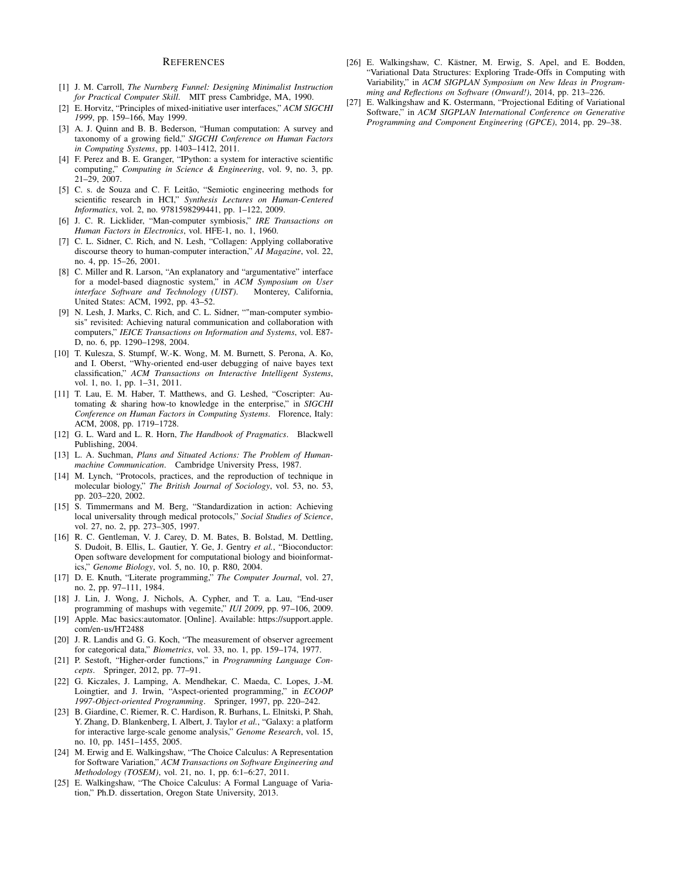## References

[1] J. M. Carroll, *The Nurnberg Funnel: Designing Minimalist Instruction for Practical Computer Skill*. MIT press Cambridge, MA, 1990.

[2] E. Horvitz, "Principles of mixed-initiative user interfaces," *ACM SIGCHI 1999*, pp. 159–166, May 1999.

[3] A. J. Quinn and B. B. Bederson, "Human computation: A survey and taxonomy of a growing field," *SIGCHI Conference on Human Factors in Computing Systems*, pp. 1403–1412, 2011.

[4] F. Perez and B. E. Granger, "IPython: a system for interactive scientific computing," *Computing in Science & Engineering*, vol. 9, no. 3, pp. 21–29, 2007.

[5] C. s. de Souza and C. F. Leitão, "Semiotic engineering methods for scientific research in HCI," *Synthesis Lectures on Human-Centered Informatics*, vol. 2, no. 9781598299441, pp. 1–122, 2009.

[6] J. C. R. Licklider, "Man-computer symbiosis," *IRE Transactions on Human Factors in Electronics*, vol. HFE-1, no. 1, 1960.

[7] C. L. Sidner, C. Rich, and N. Lesh, "Collagen: Applying collaborative discourse theory to human-computer interaction," *AI Magazine*, vol. 22, no. 4, pp. 15–26, 2001.

[8] C. Miller and R. Larson, "An explanatory and "argumentative" interface for a model-based diagnostic system," in *ACM Symposium on User interface Software and Technology (UIST)*. Monterey, California, United States: ACM, 1992, pp. 43–52.

[9] N. Lesh, J. Marks, C. Rich, and C. L. Sidner, ""man-computer symbiosis" revisited: Achieving natural communication and collaboration with computers," *IEICE Transactions on Information and Systems*, vol. E87-D, no. 6, pp. 1290–1298, 2004.

[10] T. Kulesza, S. Stumpf, W.-K. Wong, M. M. Burnett, S. Perona, A. Ko, and I. Oberst, "Why-oriented end-user debugging of naive bayes text classification," *ACM Transactions on Interactive Intelligent Systems*, vol. 1, no. 1, pp. 1–31, 2011.

[11] T. Lau, E. M. Haber, T. Matthews, and G. Leshed, "Coscripter: Automating & sharing how-to knowledge in the enterprise," in *SIGCHI Conference on Human Factors in Computing Systems*. Florence, Italy: ACM, 2008, pp. 1719–1728.

[12] G. L. Ward and L. R. Horn, *The Handbook of Pragmatics*. Blackwell Publishing, 2004.

[13] L. A. Suchman, *Plans and Situated Actions: The Problem of Human-machine Communication*. Cambridge University Press, 1987.

[14] M. Lynch, "Protocols, practices, and the reproduction of technique in molecular biology," *The British Journal of Sociology*, vol. 53, no. 53, pp. 203–220, 2002.

[15] S. Timmermans and M. Berg, "Standardization in action: Achieving local universality through medical protocols," *Social Studies of Science*, vol. 27, no. 2, pp. 273–305, 1997.

[16] R. C. Gentleman, V. J. Carey, D. M. Bates, B. Bolstad, M. Dettling, S. Dudoit, B. Ellis, L. Gautier, Y. Ge, J. Gentry *et al.*, "Bioconductor: Open software development for computational biology and bioinformatics," *Genome Biology*, vol. 5, no. 10, p. R80, 2004.

[17] D. E. Knuth, "Literate programming," *The Computer Journal*, vol. 27, no. 2, pp. 97–111, 1984.

[18] J. Lin, J. Wong, J. Nichols, A. Cypher, and T. a. Lau, "End-user programming of mashups with vegemite," *IUI 2009*, pp. 97–106, 2009.

[19] Apple. Mac basics:automator. [Online]. Available: https://support.apple.com/en-us/HT2488

[20] J. R. Landis and G. G. Koch, "The measurement of observer agreement for categorical data," *Biometrics*, vol. 33, no. 1, pp. 159–174, 1977.

[21] P. Sestoft, "Higher-order functions," in *Programming Language Concepts*. Springer, 2012, pp. 77–91.

[22] G. Kiczales, J. Lamping, A. Mendhekar, C. Maeda, C. Lopes, J.-M. Loingtier, and J. Irwin, "Aspect-oriented programming," in *ECOOP 1997-Object-oriented Programming*. Springer, 1997, pp. 220–242.

[23] B. Giardine, C. Riemer, R. C. Hardison, R. Burhans, L. Elnitski, P. Shah, Y. Zhang, D. Blankenberg, I. Albert, J. Taylor *et al.*, "Galaxy: a platform for interactive large-scale genome analysis," *Genome Research*, vol. 15, no. 10, pp. 1451–1455, 2005.

[24] M. Erwig and E. Walkingshaw, "The Choice Calculus: A Representation for Software Variation," *ACM Transactions on Software Engineering and Methodology (TOSEM)*, vol. 21, no. 1, pp. 6:1–6:27, 2011.

[25] E. Walkingshaw, "The Choice Calculus: A Formal Language of Variation," Ph.D. dissertation, Oregon State University, 2013.

[26] E. Walkingshaw, C. Kästner, M. Erwig, S. Apel, and E. Bodden, "Variational Data Structures: Exploring Trade-Offs in Computing with Variability," in *ACM SIGPLAN Symposium on New Ideas in Programming and Reflections on Software (Onward!)*, 2014, pp. 213–226.

[27] E. Walkingshaw and K. Ostermann, "Projectional Editing of Variational Software," in *ACM SIGPLAN International Conference on Generative Programming and Component Engineering (GPCE)*, 2014, pp. 29–38.